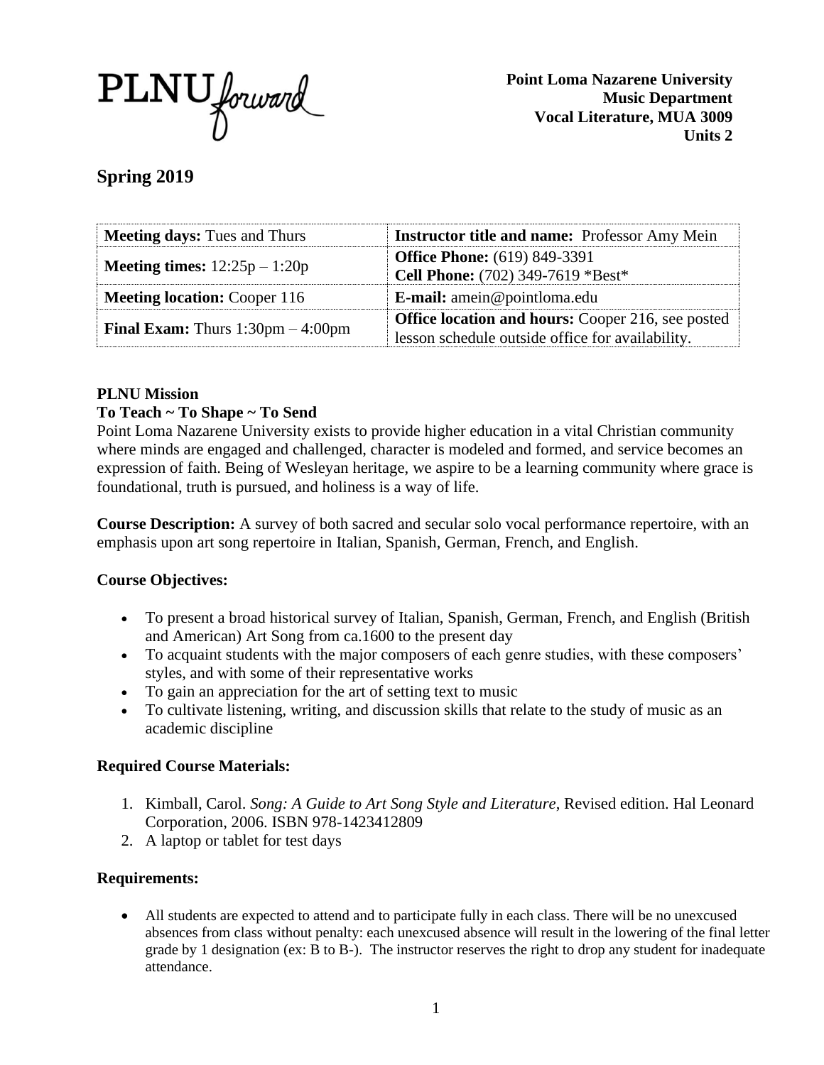PLNU forward

**Point Loma Nazarene University**
**Music Department**
**Vocal Literature, MUA 3009**
**Units 2**

## Spring 2019

| | |
|---|---|
| **Meeting days:** Tues and Thurs | **Instructor title and name:** Professor Amy Mein |
| **Meeting times:** 12:25p – 1:20p | **Office Phone:** (619) 849-3391<br>**Cell Phone:** (702) 349-7619 *Best* |
| **Meeting location:** Cooper 116 | **E-mail:** amein@pointloma.edu |
| **Final Exam:** Thurs 1:30pm – 4:00pm | **Office location and hours:** Cooper 216, see posted lesson schedule outside office for availability. |

**PLNU Mission**
**To Teach ~ To Shape ~ To Send**
Point Loma Nazarene University exists to provide higher education in a vital Christian community where minds are engaged and challenged, character is modeled and formed, and service becomes an expression of faith. Being of Wesleyan heritage, we aspire to be a learning community where grace is foundational, truth is pursued, and holiness is a way of life.

**Course Description:** A survey of both sacred and secular solo vocal performance repertoire, with an emphasis upon art song repertoire in Italian, Spanish, German, French, and English.

### Course Objectives:

- To present a broad historical survey of Italian, Spanish, German, French, and English (British and American) Art Song from ca.1600 to the present day
- To acquaint students with the major composers of each genre studies, with these composers' styles, and with some of their representative works
- To gain an appreciation for the art of setting text to music
- To cultivate listening, writing, and discussion skills that relate to the study of music as an academic discipline

### Required Course Materials:

1. Kimball, Carol. *Song: A Guide to Art Song Style and Literature*, Revised edition. Hal Leonard Corporation, 2006. ISBN 978-1423412809
2. A laptop or tablet for test days

### Requirements:

- All students are expected to attend and to participate fully in each class. There will be no unexcused absences from class without penalty: each unexcused absence will result in the lowering of the final letter grade by 1 designation (ex: B to B-). The instructor reserves the right to drop any student for inadequate attendance.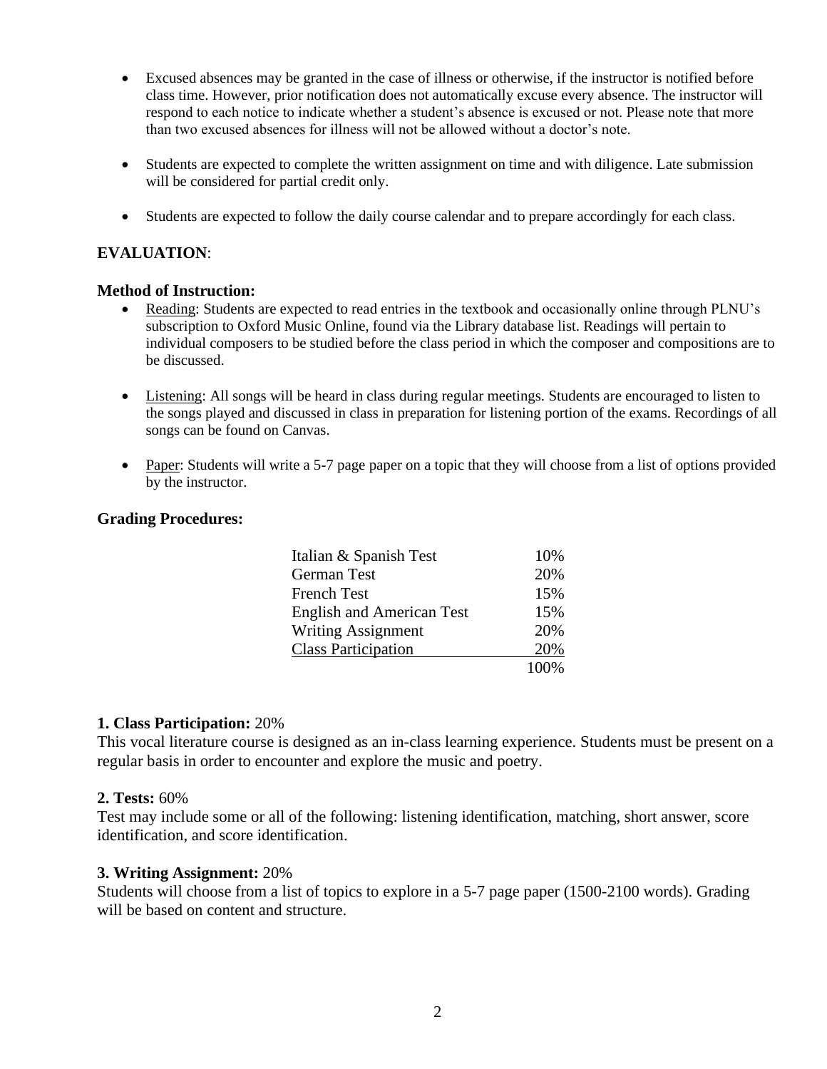- Excused absences may be granted in the case of illness or otherwise, if the instructor is notified before class time. However, prior notification does not automatically excuse every absence. The instructor will respond to each notice to indicate whether a student's absence is excused or not. Please note that more than two excused absences for illness will not be allowed without a doctor's note.

- Students are expected to complete the written assignment on time and with diligence. Late submission will be considered for partial credit only.

- Students are expected to follow the daily course calendar and to prepare accordingly for each class.

## EVALUATION:

### Method of Instruction:

- Reading: Students are expected to read entries in the textbook and occasionally online through PLNU's subscription to Oxford Music Online, found via the Library database list. Readings will pertain to individual composers to be studied before the class period in which the composer and compositions are to be discussed.

- Listening: All songs will be heard in class during regular meetings. Students are encouraged to listen to the songs played and discussed in class in preparation for listening portion of the exams. Recordings of all songs can be found on Canvas.

- Paper: Students will write a 5-7 page paper on a topic that they will choose from a list of options provided by the instructor.

### Grading Procedures:

| | |
|---|---|
| Italian & Spanish Test | 10% |
| German Test | 20% |
| French Test | 15% |
| English and American Test | 15% |
| Writing Assignment | 20% |
| Class Participation | 20% |
| | 100% |

**1. Class Participation:** 20%
This vocal literature course is designed as an in-class learning experience. Students must be present on a regular basis in order to encounter and explore the music and poetry.

**2. Tests:** 60%
Test may include some or all of the following: listening identification, matching, short answer, score identification, and score identification.

**3. Writing Assignment:** 20%
Students will choose from a list of topics to explore in a 5-7 page paper (1500-2100 words). Grading will be based on content and structure.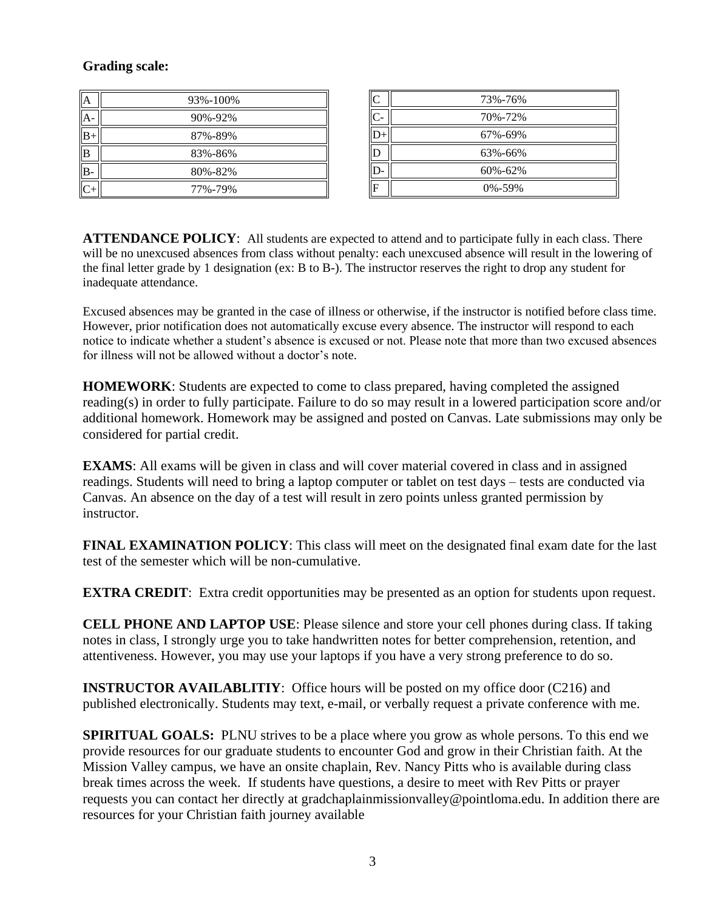**Grading scale:**

| | |
|---|---|
| A | 93%-100% |
| A- | 90%-92% |
| B+ | 87%-89% |
| B | 83%-86% |
| B- | 80%-82% |
| C+ | 77%-79% |
| C | 73%-76% |
| C- | 70%-72% |
| D+ | 67%-69% |
| D | 63%-66% |
| D- | 60%-62% |
| F | 0%-59% |

**ATTENDANCE POLICY**: All students are expected to attend and to participate fully in each class. There will be no unexcused absences from class without penalty: each unexcused absence will result in the lowering of the final letter grade by 1 designation (ex: B to B-). The instructor reserves the right to drop any student for inadequate attendance.

Excused absences may be granted in the case of illness or otherwise, if the instructor is notified before class time. However, prior notification does not automatically excuse every absence. The instructor will respond to each notice to indicate whether a student's absence is excused or not. Please note that more than two excused absences for illness will not be allowed without a doctor's note.

**HOMEWORK**: Students are expected to come to class prepared, having completed the assigned reading(s) in order to fully participate. Failure to do so may result in a lowered participation score and/or additional homework. Homework may be assigned and posted on Canvas. Late submissions may only be considered for partial credit.

**EXAMS**: All exams will be given in class and will cover material covered in class and in assigned readings. Students will need to bring a laptop computer or tablet on test days – tests are conducted via Canvas. An absence on the day of a test will result in zero points unless granted permission by instructor.

**FINAL EXAMINATION POLICY**: This class will meet on the designated final exam date for the last test of the semester which will be non-cumulative.

**EXTRA CREDIT**: Extra credit opportunities may be presented as an option for students upon request.

**CELL PHONE AND LAPTOP USE**: Please silence and store your cell phones during class. If taking notes in class, I strongly urge you to take handwritten notes for better comprehension, retention, and attentiveness. However, you may use your laptops if you have a very strong preference to do so.

**INSTRUCTOR AVAILABLITIY**: Office hours will be posted on my office door (C216) and published electronically. Students may text, e-mail, or verbally request a private conference with me.

**SPIRITUAL GOALS:** PLNU strives to be a place where you grow as whole persons. To this end we provide resources for our graduate students to encounter God and grow in their Christian faith. At the Mission Valley campus, we have an onsite chaplain, Rev. Nancy Pitts who is available during class break times across the week. If students have questions, a desire to meet with Rev Pitts or prayer requests you can contact her directly at gradchaplainmissionvalley@pointloma.edu. In addition there are resources for your Christian faith journey available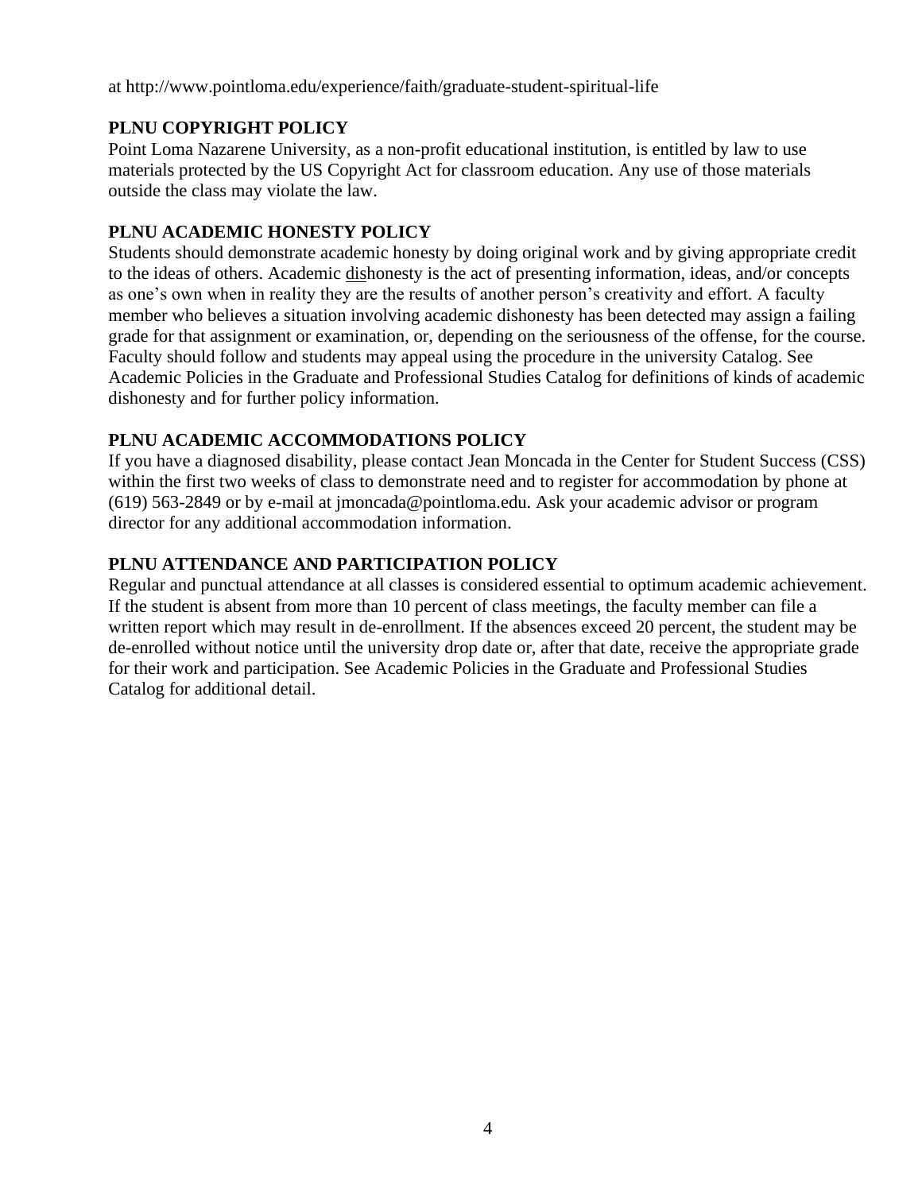at http://www.pointloma.edu/experience/faith/graduate-student-spiritual-life

**PLNU COPYRIGHT POLICY**

Point Loma Nazarene University, as a non-profit educational institution, is entitled by law to use materials protected by the US Copyright Act for classroom education. Any use of those materials outside the class may violate the law.

**PLNU ACADEMIC HONESTY POLICY**

Students should demonstrate academic honesty by doing original work and by giving appropriate credit to the ideas of others. Academic <u>dis</u>honesty is the act of presenting information, ideas, and/or concepts as one's own when in reality they are the results of another person's creativity and effort. A faculty member who believes a situation involving academic dishonesty has been detected may assign a failing grade for that assignment or examination, or, depending on the seriousness of the offense, for the course. Faculty should follow and students may appeal using the procedure in the university Catalog. See Academic Policies in the Graduate and Professional Studies Catalog for definitions of kinds of academic dishonesty and for further policy information.

**PLNU ACADEMIC ACCOMMODATIONS POLICY**

If you have a diagnosed disability, please contact Jean Moncada in the Center for Student Success (CSS) within the first two weeks of class to demonstrate need and to register for accommodation by phone at (619) 563-2849 or by e-mail at jmoncada@pointloma.edu. Ask your academic advisor or program director for any additional accommodation information.

**PLNU ATTENDANCE AND PARTICIPATION POLICY**

Regular and punctual attendance at all classes is considered essential to optimum academic achievement. If the student is absent from more than 10 percent of class meetings, the faculty member can file a written report which may result in de-enrollment. If the absences exceed 20 percent, the student may be de-enrolled without notice until the university drop date or, after that date, receive the appropriate grade for their work and participation. See Academic Policies in the Graduate and Professional Studies Catalog for additional detail.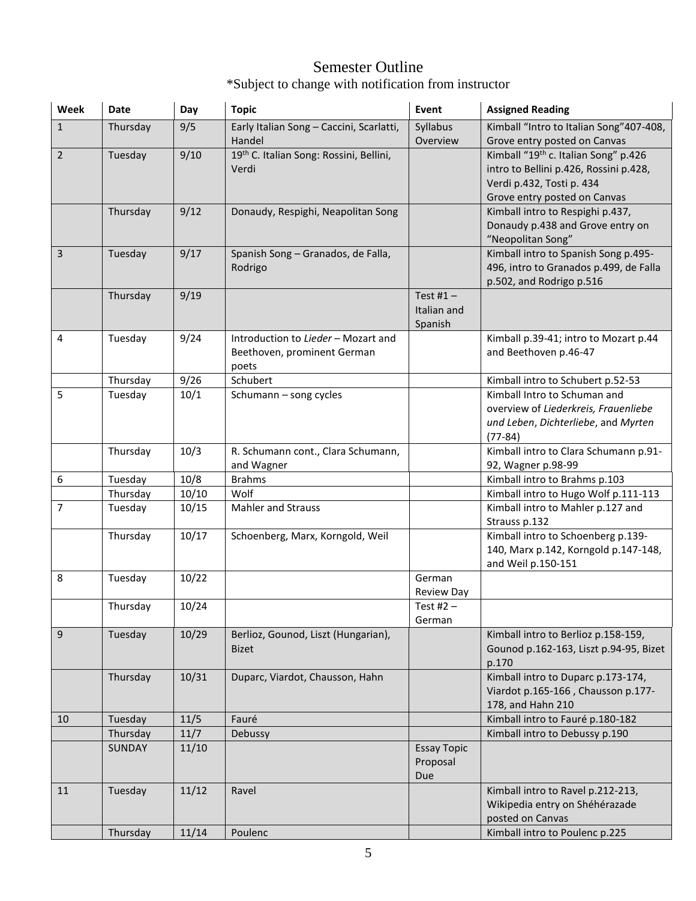# Semester Outline

*Subject to change with notification from instructor

| Week | Date | Day | Topic | Event | Assigned Reading |
|---|---|---|---|---|---|
| 1 | Thursday | 9/5 | Early Italian Song – Caccini, Scarlatti, Handel | Syllabus Overview | Kimball "Intro to Italian Song"407-408, Grove entry posted on Canvas |
| 2 | Tuesday | 9/10 | 19th C. Italian Song: Rossini, Bellini, Verdi | | Kimball "19th c. Italian Song" p.426 intro to Bellini p.426, Rossini p.428, Verdi p.432, Tosti p. 434 Grove entry posted on Canvas |
| | Thursday | 9/12 | Donaudy, Respighi, Neapolitan Song | | Kimball intro to Respighi p.437, Donaudy p.438 and Grove entry on "Neopolitan Song" |
| 3 | Tuesday | 9/17 | Spanish Song – Granados, de Falla, Rodrigo | | Kimball intro to Spanish Song p.495-496, intro to Granados p.499, de Falla p.502, and Rodrigo p.516 |
| | Thursday | 9/19 | | Test #1 – Italian and Spanish | |
| 4 | Tuesday | 9/24 | Introduction to *Lieder* – Mozart and Beethoven, prominent German poets | | Kimball p.39-41; intro to Mozart p.44 and Beethoven p.46-47 |
| | Thursday | 9/26 | Schubert | | Kimball intro to Schubert p.52-53 |
| 5 | Tuesday | 10/1 | Schumann – song cycles | | Kimball Intro to Schuman and overview of *Liederkreis, Frauenliebe und Leben*, *Dichterliebe*, and *Myrten* (77-84) |
| | Thursday | 10/3 | R. Schumann cont., Clara Schumann, and Wagner | | Kimball intro to Clara Schumann p.91-92, Wagner p.98-99 |
| 6 | Tuesday | 10/8 | Brahms | | Kimball intro to Brahms p.103 |
| | Thursday | 10/10 | Wolf | | Kimball intro to Hugo Wolf p.111-113 |
| 7 | Tuesday | 10/15 | Mahler and Strauss | | Kimball intro to Mahler p.127 and Strauss p.132 |
| | Thursday | 10/17 | Schoenberg, Marx, Korngold, Weil | | Kimball intro to Schoenberg p.139-140, Marx p.142, Korngold p.147-148, and Weil p.150-151 |
| 8 | Tuesday | 10/22 | | German Review Day | |
| | Thursday | 10/24 | | Test #2 – German | |
| 9 | Tuesday | 10/29 | Berlioz, Gounod, Liszt (Hungarian), Bizet | | Kimball intro to Berlioz p.158-159, Gounod p.162-163, Liszt p.94-95, Bizet p.170 |
| | Thursday | 10/31 | Duparc, Viardot, Chausson, Hahn | | Kimball intro to Duparc p.173-174, Viardot p.165-166 , Chausson p.177-178, and Hahn 210 |
| 10 | Tuesday | 11/5 | Fauré | | Kimball intro to Fauré p.180-182 |
| | Thursday | 11/7 | Debussy | | Kimball intro to Debussy p.190 |
| | SUNDAY | 11/10 | | Essay Topic Proposal Due | |
| 11 | Tuesday | 11/12 | Ravel | | Kimball intro to Ravel p.212-213, Wikipedia entry on Shéhérazade posted on Canvas |
| | Thursday | 11/14 | Poulenc | | Kimball intro to Poulenc p.225 |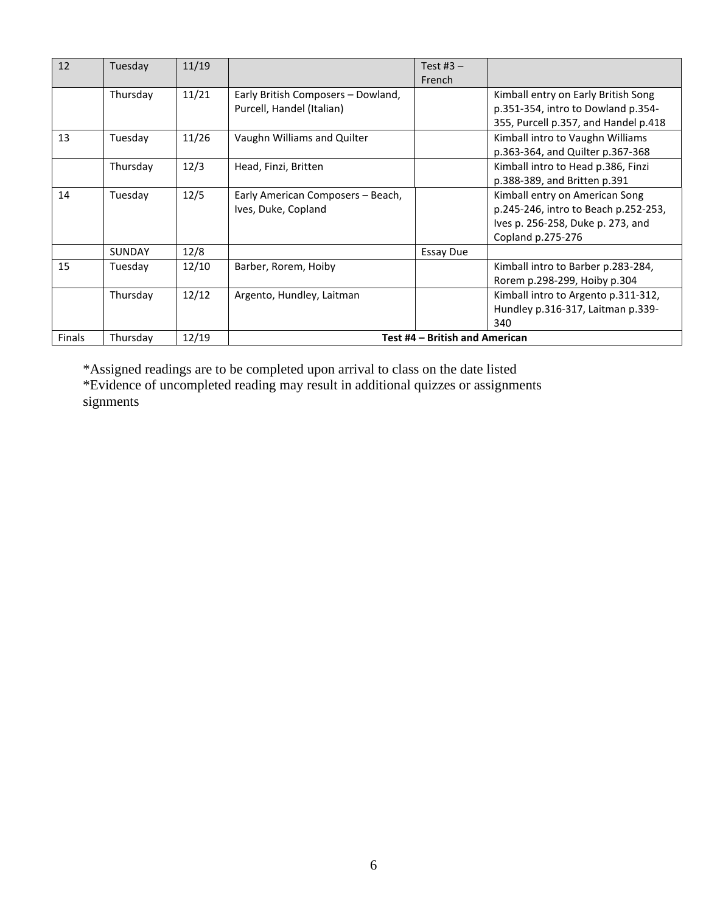| | | | | | |
|---|---|---|---|---|---|
| 12 | Tuesday | 11/19 | | Test #3 – French | |
| | Thursday | 11/21 | Early British Composers – Dowland, Purcell, Handel (Italian) | | Kimball entry on Early British Song p.351-354, intro to Dowland p.354-355, Purcell p.357, and Handel p.418 |
| 13 | Tuesday | 11/26 | Vaughn Williams and Quilter | | Kimball intro to Vaughn Williams p.363-364, and Quilter p.367-368 |
| | Thursday | 12/3 | Head, Finzi, Britten | | Kimball intro to Head p.386, Finzi p.388-389, and Britten p.391 |
| 14 | Tuesday | 12/5 | Early American Composers – Beach, Ives, Duke, Copland | | Kimball entry on American Song p.245-246, intro to Beach p.252-253, Ives p. 256-258, Duke p. 273, and Copland p.275-276 |
| | SUNDAY | 12/8 | | Essay Due | |
| 15 | Tuesday | 12/10 | Barber, Rorem, Hoiby | | Kimball intro to Barber p.283-284, Rorem p.298-299, Hoiby p.304 |
| | Thursday | 12/12 | Argento, Hundley, Laitman | | Kimball intro to Argento p.311-312, Hundley p.316-317, Laitman p.339-340 |
| Finals | Thursday | 12/19 | **Test #4 – British and American** | | |

*Assigned readings are to be completed upon arrival to class on the date listed
*Evidence of uncompleted reading may result in additional quizzes or assignments
signments